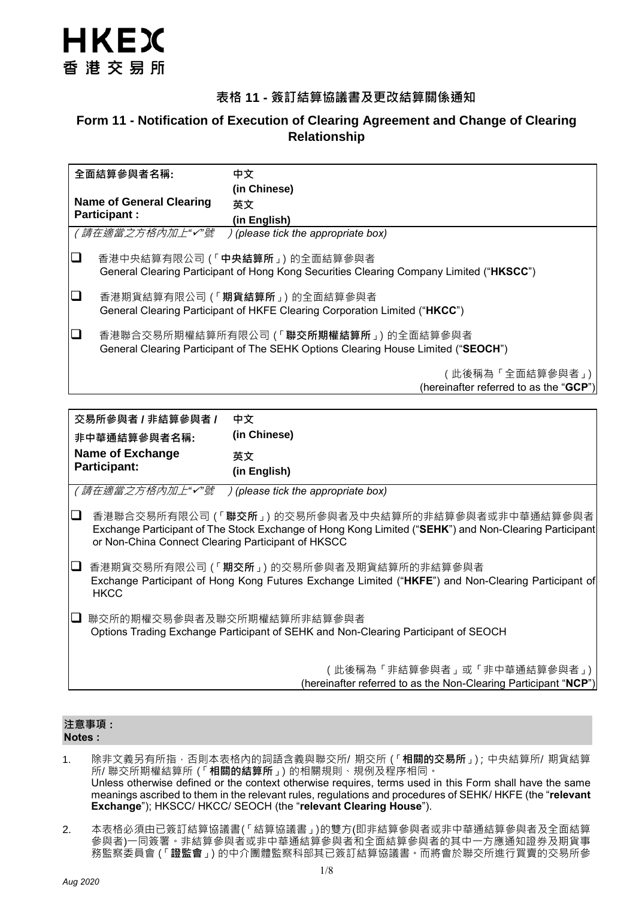HKEX
香港交易所

## 表格 11 - 簽訂結算協議書及更改結算關係通知

## Form 11 - Notification of Execution of Clearing Agreement and Change of Clearing Relationship

| 全面結算參與者名稱: Name of General Clearing Participant : | 中文 (in Chinese) 英文 (in English) |
|---|---|

(請在適當之方格內加上"✓"號 ) (please tick the appropriate box)

- ☐ 香港中央結算有限公司 (「**中央結算所**」) 的全面結算參與者
  General Clearing Participant of Hong Kong Securities Clearing Company Limited ("**HKSCC**")
- ☐ 香港期貨結算有限公司 (「**期貨結算所**」) 的全面結算參與者
  General Clearing Participant of HKFE Clearing Corporation Limited ("**HKCC**")
- ☐ 香港聯合交易所期權結算所有限公司 (「**聯交所期權結算所**」) 的全面結算參與者
  General Clearing Participant of The SEHK Options Clearing House Limited ("**SEOCH**")

(此後稱為「全面結算參與者」)
(hereinafter referred to as the "**GCP**")

| 交易所參與者 / 非結算參與者 / 非中華通結算參與者名稱: Name of Exchange Participant: | 中文 (in Chinese) 英文 (in English) |
|---|---|

(請在適當之方格內加上"✓"號 ) (please tick the appropriate box)

- ☐ 香港聯合交易所有限公司 (「**聯交所**」) 的交易所參與者及中央結算所的非結算參與者或非中華通結算參與者
  Exchange Participant of The Stock Exchange of Hong Kong Limited ("**SEHK**") and Non-Clearing Participant or Non-China Connect Clearing Participant of HKSCC
- ☐ 香港期貨交易所有限公司 (「**期交所**」) 的交易所參與者及期貨結算所的非結算參與者
  Exchange Participant of Hong Kong Futures Exchange Limited ("**HKFE**") and Non-Clearing Participant of HKCC
- ☐ 聯交所的期權交易參與者及聯交所期權結算所非結算參與者
  Options Trading Exchange Participant of SEHK and Non-Clearing Participant of SEOCH

(此後稱為「非結算參與者」或「非中華通結算參與者」)
(hereinafter referred to as the Non-Clearing Participant "**NCP**")

**注意事項 :**
**Notes :**

1. 除非文義另有所指，否則本表格內的詞語含義與聯交所/ 期交所 (「**相關的交易所**」); 中央結算所/ 期貨結算所/ 聯交所期權結算所 (「**相關的結算所**」) 的相關規則、規例及程序相同。
   Unless otherwise defined or the context otherwise requires, terms used in this Form shall have the same meanings ascribed to them in the relevant rules, regulations and procedures of SEHK/ HKFE (the "**relevant Exchange**"); HKSCC/ HKCC/ SEOCH (the "**relevant Clearing House**").

2. 本表格必須由已簽訂結算協議書(「結算協議書」)的雙方(即非結算參與者或非中華通結算參與者及全面結算參與者)一同簽署。非結算參與者或非中華通結算參與者和全面結算參與者的其中一方應通知證券及期貨事務監察委員會 (「**證監會**」) 的中介團體監察科部其已簽訂結算協議書。而將會於聯交所進行買賣的交易所參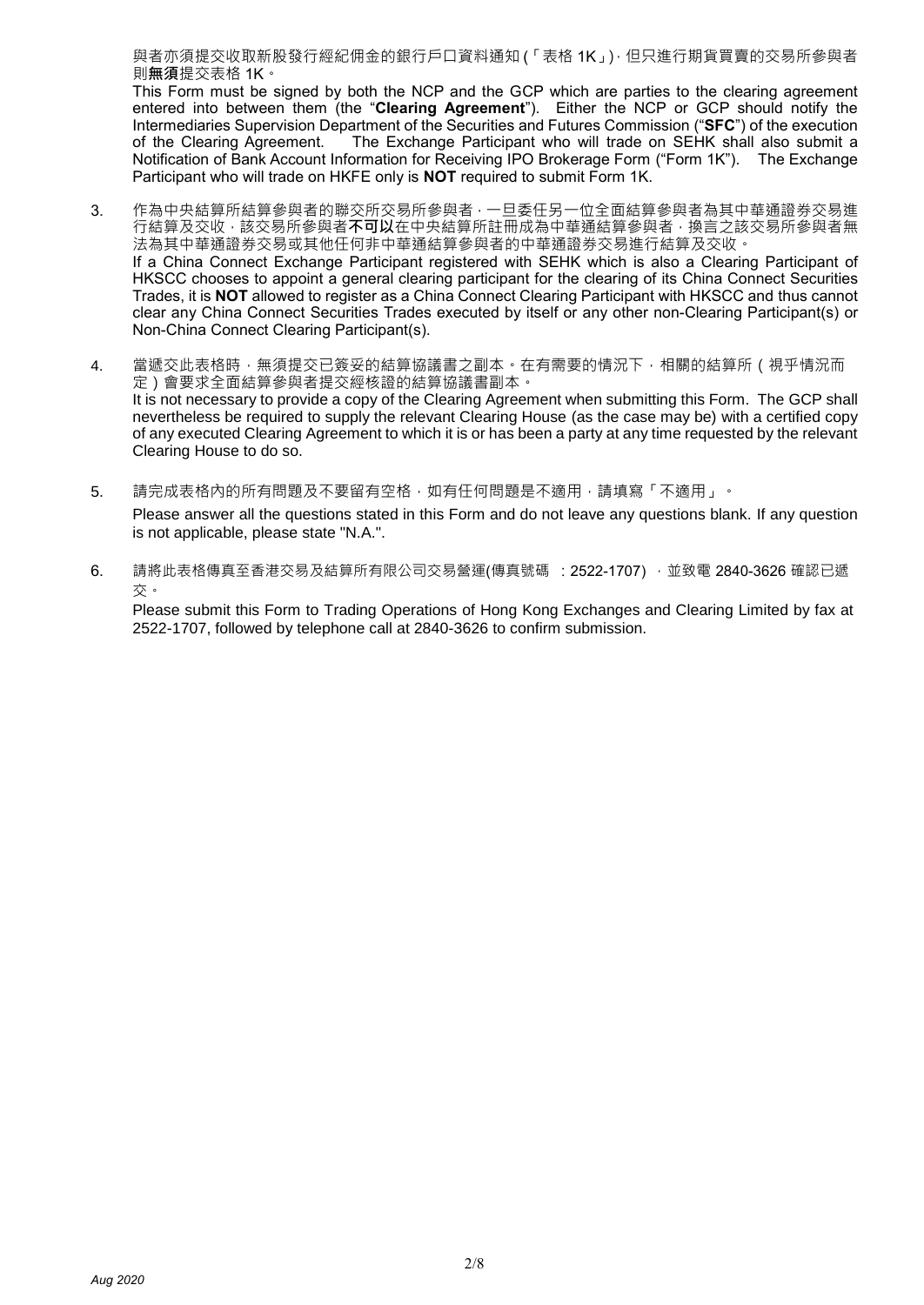與者亦須提交收取新股發行經紀佣金的銀行戶口資料通知 (「表格 1K」)，但只進行期貨買賣的交易所參與者則**無須**提交表格 1K。

This Form must be signed by both the NCP and the GCP which are parties to the clearing agreement entered into between them (the "**Clearing Agreement**"). Either the NCP or GCP should notify the Intermediaries Supervision Department of the Securities and Futures Commission ("**SFC**") of the execution of the Clearing Agreement. The Exchange Participant who will trade on SEHK shall also submit a Notification of Bank Account Information for Receiving IPO Brokerage Form ("Form 1K"). The Exchange Participant who will trade on HKFE only is **NOT** required to submit Form 1K.

3. 作為中央結算所結算參與者的聯交所交易所參與者，一旦委任另一位全面結算參與者為其中華通證券交易進行結算及交收，該交易所參與者**不可以**在中央結算所註冊成為中華通結算參與者，換言之該交易所參與者無法為其中華通證券交易或其他任何非中華通結算參與者的中華通證券交易進行結算及交收。

   If a China Connect Exchange Participant registered with SEHK which is also a Clearing Participant of HKSCC chooses to appoint a general clearing participant for the clearing of its China Connect Securities Trades, it is **NOT** allowed to register as a China Connect Clearing Participant with HKSCC and thus cannot clear any China Connect Securities Trades executed by itself or any other non-Clearing Participant(s) or Non-China Connect Clearing Participant(s).

4. 當遞交此表格時，無須提交已簽妥的結算協議書之副本。在有需要的情況下，相關的結算所（視乎情況而定）會要求全面結算參與者提交經核證的結算協議書副本。

   It is not necessary to provide a copy of the Clearing Agreement when submitting this Form. The GCP shall nevertheless be required to supply the relevant Clearing House (as the case may be) with a certified copy of any executed Clearing Agreement to which it is or has been a party at any time requested by the relevant Clearing House to do so.

5. 請完成表格內的所有問題及不要留有空格，如有任何問題是不適用，請填寫「不適用」。

   Please answer all the questions stated in this Form and do not leave any questions blank. If any question is not applicable, please state "N.A.".

6. 請將此表格傳真至香港交易及結算所有限公司交易營運(傳真號碼 ：2522-1707) ，並致電 2840-3626 確認已遞交。

   Please submit this Form to Trading Operations of Hong Kong Exchanges and Clearing Limited by fax at 2522-1707, followed by telephone call at 2840-3626 to confirm submission.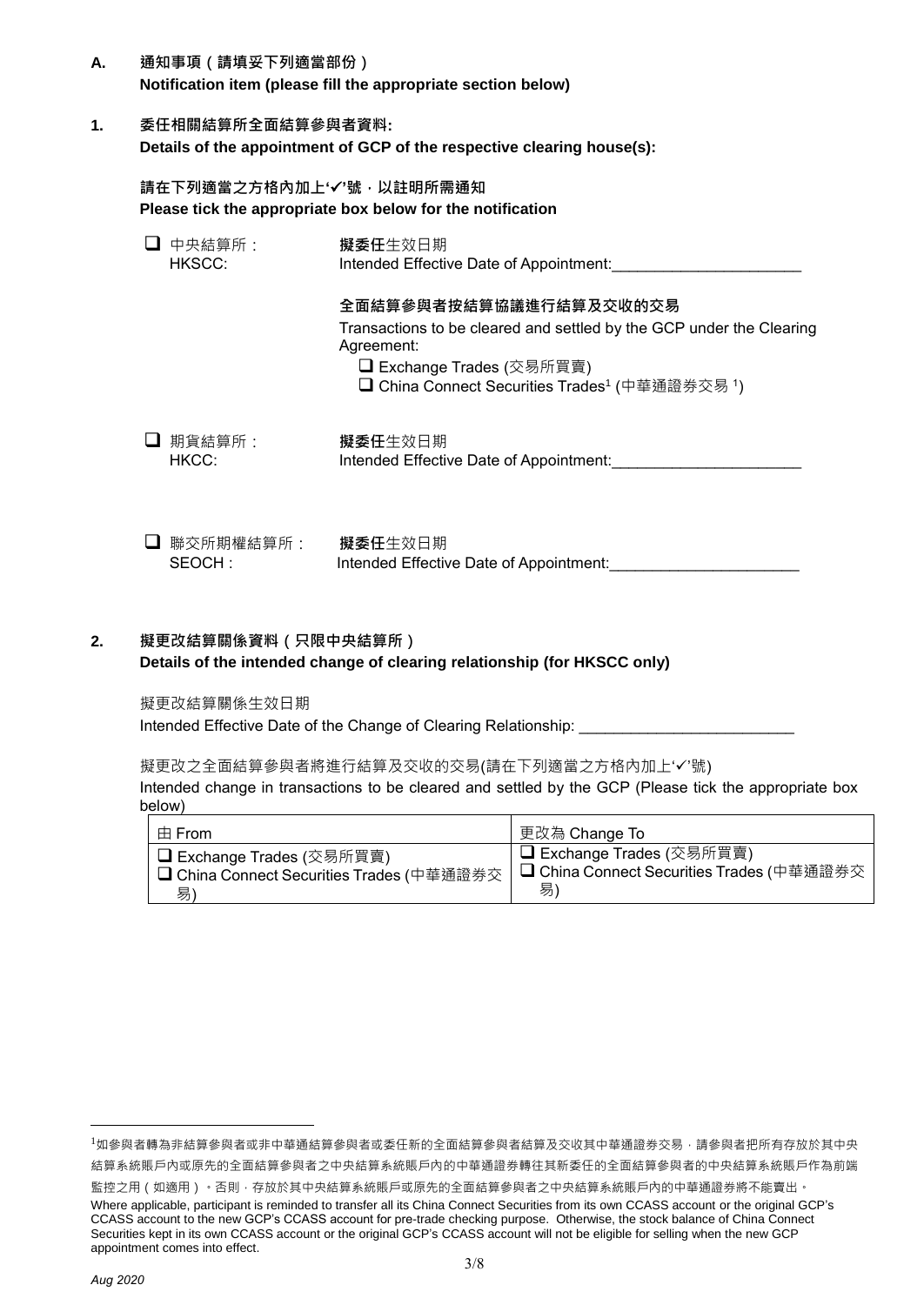**A. 通知事項（請填妥下列適當部份）**
**Notification item (please fill the appropriate section below)**

**1. 委任相關結算所全面結算參與者資料:**
**Details of the appointment of GCP of the respective clearing house(s):**

**請在下列適當之方格內加上'✓'號，以註明所需通知**
**Please tick the appropriate box below for the notification**

❑ 中央結算所：
HKSCC:

**擬委任**生效日期
Intended Effective Date of Appointment:______________________

**全面結算參與者按結算協議進行結算及交收的交易**

Transactions to be cleared and settled by the GCP under the Clearing Agreement:

❑ Exchange Trades (交易所買賣)
❑ China Connect Securities Trades[1] (中華通證券交易[1])

❑ 期貨結算所：
HKCC:

**擬委任**生效日期
Intended Effective Date of Appointment:______________________

❑ 聯交所期權結算所：
SEOCH :

**擬委任**生效日期
Intended Effective Date of Appointment:______________________

**2. 擬更改結算關係資料（只限中央結算所）**
**Details of the intended change of clearing relationship (for HKSCC only)**

擬更改結算關係生效日期
Intended Effective Date of the Change of Clearing Relationship: _________________________

擬更改之全面結算參與者將進行結算及交收的交易(請在下列適當之方格內加上'✓'號)
Intended change in transactions to be cleared and settled by the GCP (Please tick the appropriate box below)

| 由 From | 更改為 Change To |
|---|---|
| ❑ Exchange Trades (交易所買賣)<br>❑ China Connect Securities Trades (中華通證券交易) | ❑ Exchange Trades (交易所買賣)<br>❑ China Connect Securities Trades (中華通證券交易) |

---

[1]如參與者轉為非結算參與者或非中華通結算參與者或委任新的全面結算參與者結算及交收其中華通證券交易，請參與者把所有存放於其中央結算系統賬戶內或原先的全面結算參與者之中央結算系統賬戶內的中華通證券轉往其新委任的全面結算參與者的中央結算系統賬戶作為前端監控之用（如適用）。否則，存放於其中央結算系統賬戶或原先的全面結算參與者之中央結算系統賬戶內的中華通證券將不能賣出。

Where applicable, participant is reminded to transfer all its China Connect Securities from its own CCASS account or the original GCP's CCASS account to the new GCP's CCASS account for pre-trade checking purpose. Otherwise, the stock balance of China Connect Securities kept in its own CCASS account or the original GCP's CCASS account will not be eligible for selling when the new GCP appointment comes into effect.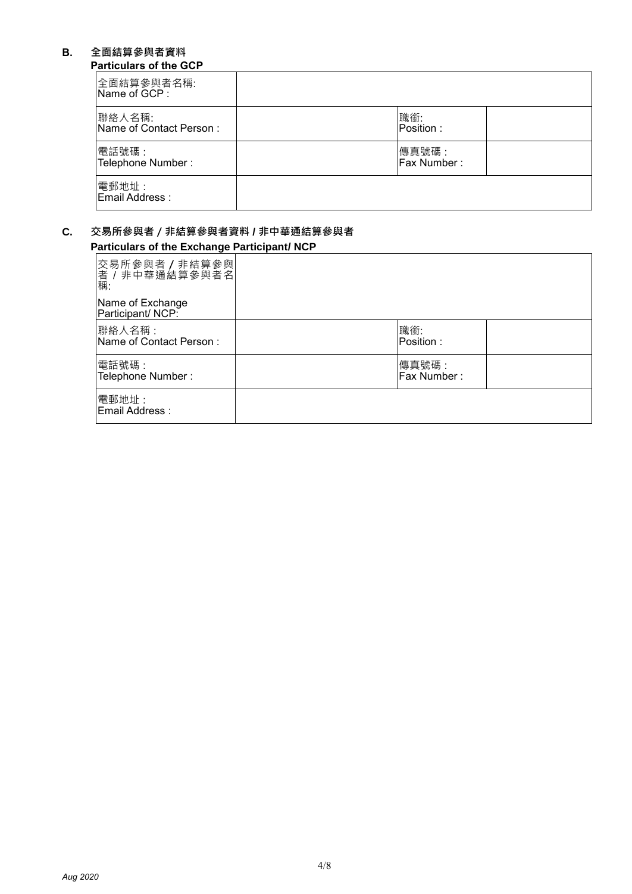## B. 全面結算參與者資料

**Particulars of the GCP**

| 全面結算參與者名稱:<br>Name of GCP : | | | |
|---|---|---|---|
| 聯絡人名稱:<br>Name of Contact Person : | | 職銜:<br>Position : | |
| 電話號碼 :<br>Telephone Number : | | 傳真號碼 :<br>Fax Number : | |
| 電郵地址 :<br>Email Address : | | | |

## C. 交易所參與者 / 非結算參與者資料 / 非中華通結算參與者

**Particulars of the Exchange Participant/ NCP**

| 交易所參與者 / 非結算參與者 / 非中華通結算參與者名稱:<br>Name of Exchange Participant/ NCP: | | | |
|---|---|---|---|
| 聯絡人名稱 :<br>Name of Contact Person : | | 職銜:<br>Position : | |
| 電話號碼 :<br>Telephone Number : | | 傳真號碼 :<br>Fax Number : | |
| 電郵地址 :<br>Email Address : | | | |

*Aug 2020*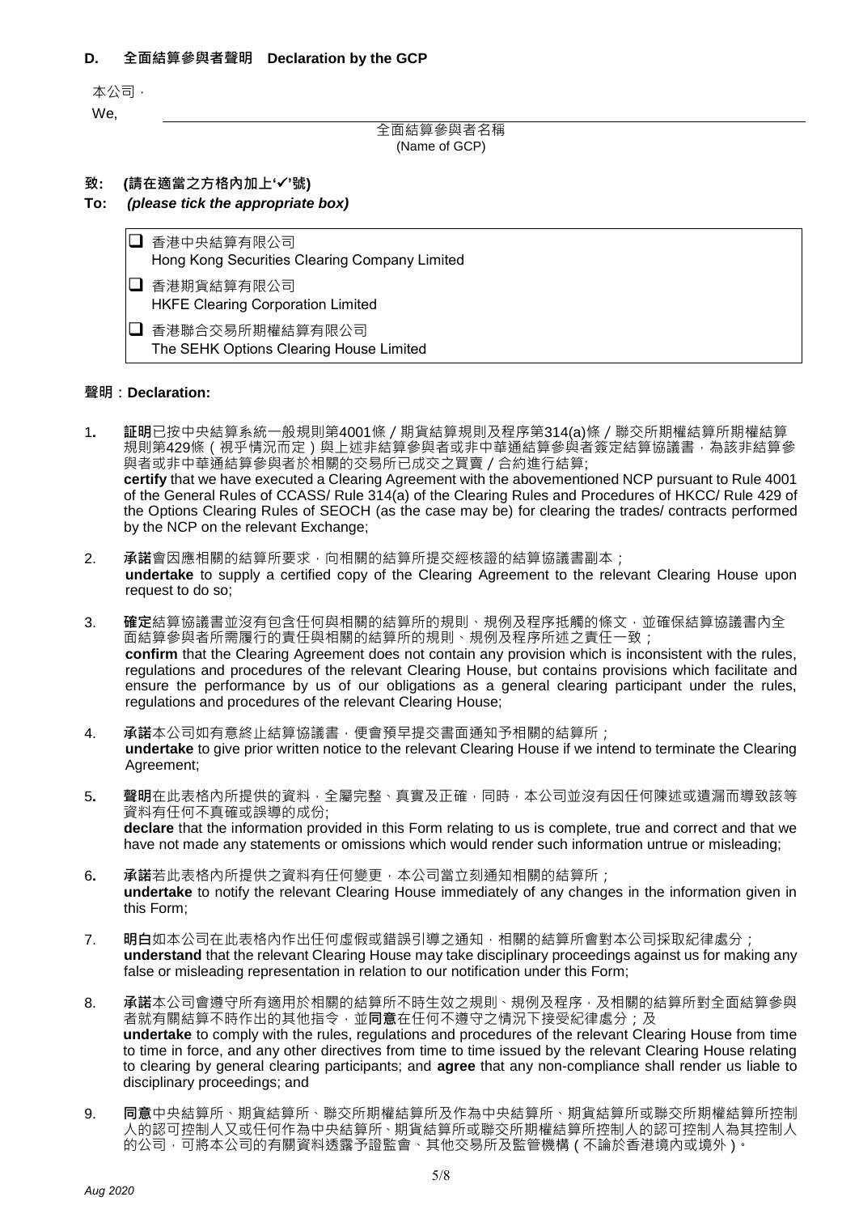**D. 全面結算參與者聲明 Declaration by the GCP**

本公司，

We, \_\_\_\_\_\_\_\_\_\_\_\_\_\_\_\_\_\_\_\_\_\_\_\_\_\_\_\_\_\_\_\_\_\_\_\_\_\_\_\_\_\_\_\_\_\_\_\_

全面結算參與者名稱
(Name of GCP)

**致: (請在適當之方格內加上'✓'號)**

**To:** ***(please tick the appropriate box)***

- ☐ 香港中央結算有限公司
  Hong Kong Securities Clearing Company Limited
- ☐ 香港期貨結算有限公司
  HKFE Clearing Corporation Limited
- ☐ 香港聯合交易所期權結算有限公司
  The SEHK Options Clearing House Limited

**聲明：Declaration:**

1. **証明**已按中央結算系統一般規則第4001條／期貨結算規則及程序第314(a)條／聯交所期權結算所期權結算規則第429條（視乎情況而定）與上述非結算參與者或非中華通結算參與者簽定結算協議書，為該非結算參與者或非中華通結算參與者於相關的交易所已成交之買賣／合約進行結算;
   **certify** that we have executed a Clearing Agreement with the abovementioned NCP pursuant to Rule 4001 of the General Rules of CCASS/ Rule 314(a) of the Clearing Rules and Procedures of HKCC/ Rule 429 of the Options Clearing Rules of SEOCH (as the case may be) for clearing the trades/ contracts performed by the NCP on the relevant Exchange;

2. **承諾**會因應相關的結算所要求，向相關的結算所提交經核證的結算協議書副本；
   **undertake** to supply a certified copy of the Clearing Agreement to the relevant Clearing House upon request to do so;

3. **確定**結算協議書並沒有包含任何與相關的結算所的規則、規例及程序抵觸的條文，並確保結算協議書內全面結算參與者所需履行的責任與相關的結算所的規則、規例及程序所述之責任一致；
   **confirm** that the Clearing Agreement does not contain any provision which is inconsistent with the rules, regulations and procedures of the relevant Clearing House, but contains provisions which facilitate and ensure the performance by us of our obligations as a general clearing participant under the rules, regulations and procedures of the relevant Clearing House;

4. **承諾**本公司如有意終止結算協議書，便會預早提交書面通知予相關的結算所；
   **undertake** to give prior written notice to the relevant Clearing House if we intend to terminate the Clearing Agreement;

5. **聲明**在此表格內所提供的資料，全屬完整、真實及正確，同時，本公司並沒有因任何陳述或遺漏而導致該等資料有任何不真確或誤導的成份;
   **declare** that the information provided in this Form relating to us is complete, true and correct and that we have not made any statements or omissions which would render such information untrue or misleading;

6. **承諾**若此表格內所提供之資料有任何變更，本公司當立刻通知相關的結算所；
   **undertake** to notify the relevant Clearing House immediately of any changes in the information given in this Form;

7. **明白**如本公司在此表格內作出任何虛假或錯誤引導之通知，相關的結算所會對本公司採取紀律處分；
   **understand** that the relevant Clearing House may take disciplinary proceedings against us for making any false or misleading representation in relation to our notification under this Form;

8. **承諾**本公司會遵守所有適用於相關的結算所不時生效之規則、規例及程序，及相關的結算所對全面結算參與者就有關結算不時作出的其他指令，並**同意**在任何不遵守之情況下接受紀律處分；及
   **undertake** to comply with the rules, regulations and procedures of the relevant Clearing House from time to time in force, and any other directives from time to time issued by the relevant Clearing House relating to clearing by general clearing participants; and **agree** that any non-compliance shall render us liable to disciplinary proceedings; and

9. **同意**中央結算所、期貨結算所、聯交所期權結算所及作為中央結算所、期貨結算所或聯交所期權結算所控制人的認可控制人又或任何作為中央結算所、期貨結算所或聯交所期權結算所控制人的認可控制人為其控制人的公司，可將本公司的有關資料透露予證監會、其他交易所及監管機構（不論於香港境內或境外）。

*Aug 2020*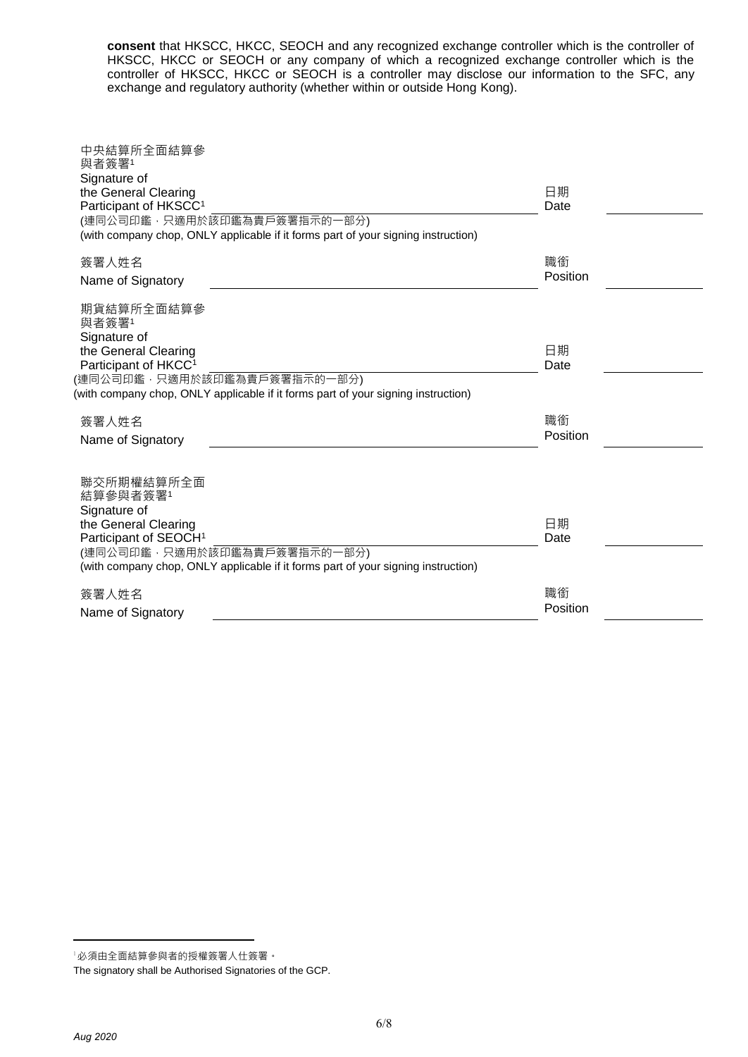**consent** that HKSCC, HKCC, SEOCH and any recognized exchange controller which is the controller of HKSCC, HKCC or SEOCH or any company of which a recognized exchange controller which is the controller of HKSCC, HKCC or SEOCH is a controller may disclose our information to the SFC, any exchange and regulatory authority (whether within or outside Hong Kong).

中央結算所全面結算參與者簽署[1]
Signature of the General Clearing Participant of HKSCC[1] \_\_\_\_\_\_\_\_\_\_\_\_\_\_\_\_\_\_\_\_ 日期 Date \_\_\_\_\_\_\_\_\_\_
(連同公司印鑑，只適用於該印鑑為貴戶簽署指示的一部分)
(with company chop, ONLY applicable if it forms part of your signing instruction)

簽署人姓名
Name of Signatory \_\_\_\_\_\_\_\_\_\_\_\_\_\_\_\_\_\_\_\_ 職銜 Position \_\_\_\_\_\_\_\_\_\_

期貨結算所全面結算參與者簽署[1]
Signature of the General Clearing Participant of HKCC[1] \_\_\_\_\_\_\_\_\_\_\_\_\_\_\_\_\_\_\_\_ 日期 Date \_\_\_\_\_\_\_\_\_\_
(連同公司印鑑，只適用於該印鑑為貴戶簽署指示的一部分)
(with company chop, ONLY applicable if it forms part of your signing instruction)

簽署人姓名
Name of Signatory \_\_\_\_\_\_\_\_\_\_\_\_\_\_\_\_\_\_\_\_ 職銜 Position \_\_\_\_\_\_\_\_\_\_

聯交所期權結算所全面結算參與者簽署[1]
Signature of the General Clearing Participant of SEOCH[1] \_\_\_\_\_\_\_\_\_\_\_\_\_\_\_\_\_\_\_\_ 日期 Date \_\_\_\_\_\_\_\_\_\_
(連同公司印鑑，只適用於該印鑑為貴戶簽署指示的一部分)
(with company chop, ONLY applicable if it forms part of your signing instruction)

簽署人姓名
Name of Signatory \_\_\_\_\_\_\_\_\_\_\_\_\_\_\_\_\_\_\_\_ 職銜 Position \_\_\_\_\_\_\_\_\_\_

---

[1] 必須由全面結算參與者的授權簽署人仕簽署。
The signatory shall be Authorised Signatories of the GCP.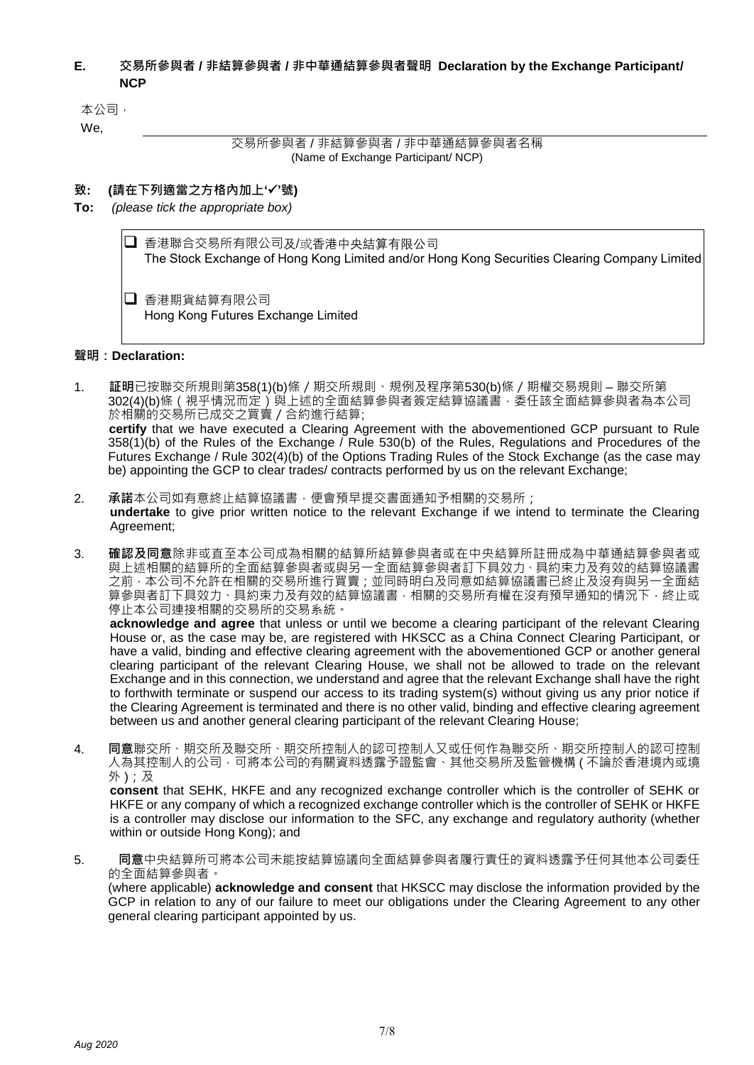## E. 交易所參與者 / 非結算參與者 / 非中華通結算參與者聲明 Declaration by the Exchange Participant/ NCP

本公司，

We, \_\_\_\_\_\_\_\_\_\_\_\_\_\_\_\_\_\_\_\_\_\_\_\_\_\_\_\_\_\_\_\_\_\_\_\_\_\_\_\_\_\_\_\_\_\_\_\_\_\_\_\_\_\_\_\_

交易所參與者 / 非結算參與者 / 非中華通結算參與者名稱
(Name of Exchange Participant/ NCP)

**致: (請在下列適當之方格內加上'✓'號)**

**To:** *(please tick the appropriate box)*

☐ 香港聯合交易所有限公司及/或香港中央結算有限公司
The Stock Exchange of Hong Kong Limited and/or Hong Kong Securities Clearing Company Limited

☐ 香港期貨結算有限公司
Hong Kong Futures Exchange Limited

**聲明：Declaration:**

1. **証明**已按聯交所規則第358(1)(b)條 / 期交所規則、規例及程序第530(b)條 / 期權交易規則 – 聯交所第302(4)(b)條（視乎情況而定）與上述的全面結算參與者簽定結算協議書，委任該全面結算參與者為本公司於相關的交易所已成交之買賣 / 合約進行結算;
**certify** that we have executed a Clearing Agreement with the abovementioned GCP pursuant to Rule 358(1)(b) of the Rules of the Exchange / Rule 530(b) of the Rules, Regulations and Procedures of the Futures Exchange / Rule 302(4)(b) of the Options Trading Rules of the Stock Exchange (as the case may be) appointing the GCP to clear trades/ contracts performed by us on the relevant Exchange;

2. **承諾**本公司如有意終止結算協議書，便會預早提交書面通知予相關的交易所；
**undertake** to give prior written notice to the relevant Exchange if we intend to terminate the Clearing Agreement;

3. **確認及同意**除非或直至本公司成為相關的結算所結算參與者或在中央結算所註冊成為中華通結算參與者或與上述相關的結算所的全面結算參與者或與另一全面結算參與者訂下具效力、具約束力及有效的結算協議書之前，本公司不允許在相關的交易所進行買賣；並同時明白及同意如結算協議書已終止及沒有與另一全面結算參與者訂下具效力、具約束力及有效的結算協議書，相關的交易所有權在沒有預早通知的情況下，終止或停止本公司連接相關的交易所的交易系統。
**acknowledge and agree** that unless or until we become a clearing participant of the relevant Clearing House or, as the case may be, are registered with HKSCC as a China Connect Clearing Participant, or have a valid, binding and effective clearing agreement with the abovementioned GCP or another general clearing participant of the relevant Clearing House, we shall not be allowed to trade on the relevant Exchange and in this connection, we understand and agree that the relevant Exchange shall have the right to forthwith terminate or suspend our access to its trading system(s) without giving us any prior notice if the Clearing Agreement is terminated and there is no other valid, binding and effective clearing agreement between us and another general clearing participant of the relevant Clearing House;

4. **同意**聯交所、期交所及聯交所、期交所控制人的認可控制人又或任何作為聯交所、期交所控制人的認可控制人為其控制人的公司，可將本公司的有關資料透露予證監會、其他交易所及監管機構（不論於香港境內或境外）；及
**consent** that SEHK, HKFE and any recognized exchange controller which is the controller of SEHK or HKFE or any company of which a recognized exchange controller which is the controller of SEHK or HKFE is a controller may disclose our information to the SFC, any exchange and regulatory authority (whether within or outside Hong Kong); and

5. **同意**中央結算所可將本公司未能按結算協議向全面結算參與者履行責任的資料透露予任何其他本公司委任的全面結算參與者。
(where applicable) **acknowledge and consent** that HKSCC may disclose the information provided by the GCP in relation to any of our failure to meet our obligations under the Clearing Agreement to any other general clearing participant appointed by us.

*Aug 2020*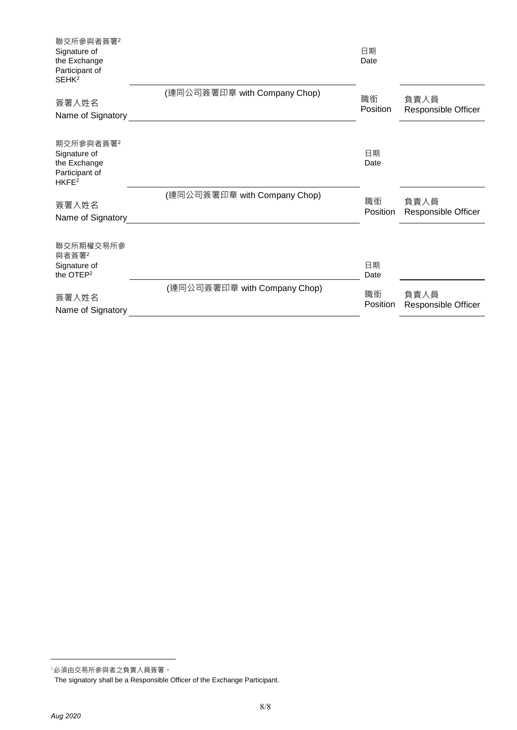聯交所參與者簽署[2]
Signature of the Exchange Participant of SEHK[2]

(連同公司簽署印章 with Company Chop)

日期
Date

簽署人姓名
Name of Signatory

職銜
Position

負責人員
Responsible Officer

期交所參與者簽署[2]
Signature of the Exchange Participant of HKFE[2]

(連同公司簽署印章 with Company Chop)

日期
Date

簽署人姓名
Name of Signatory

職銜
Position

負責人員
Responsible Officer

聯交所期權交易所參與者簽署[2]
Signature of the OTEP[2]

(連同公司簽署印章 with Company Chop)

日期
Date

簽署人姓名
Name of Signatory

職銜
Position

負責人員
Responsible Officer

---

[2] 必須由交易所參與者之負責人員簽署。
The signatory shall be a Responsible Officer of the Exchange Participant.

*Aug 2020*